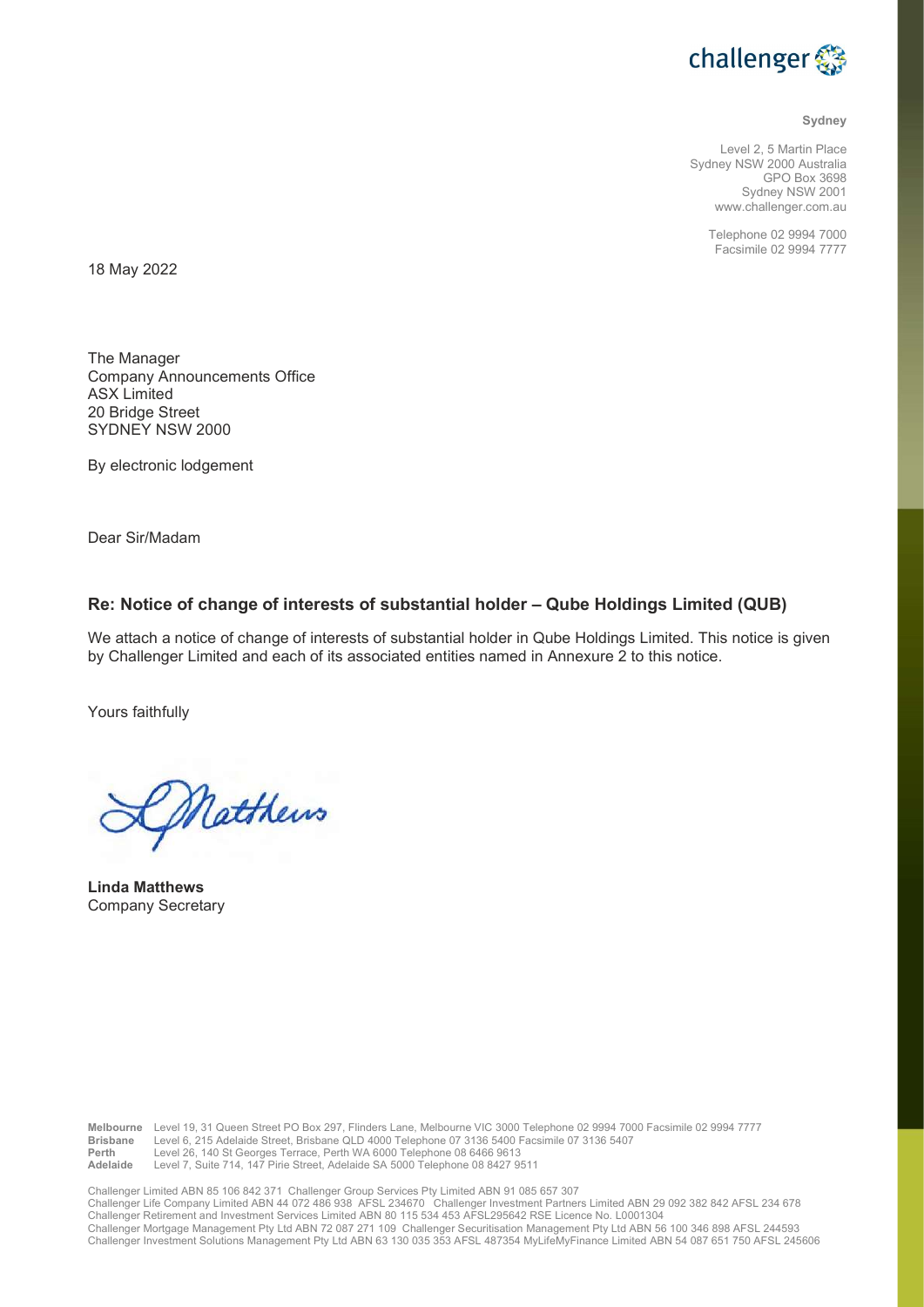challenger

**Sydney**

Level 2, 5 Martin Place
Sydney NSW 2000 Australia
GPO Box 3698
Sydney NSW 2001
www.challenger.com.au

Telephone 02 9994 7000
Facsimile 02 9994 7777

18 May 2022

The Manager
Company Announcements Office
ASX Limited
20 Bridge Street
SYDNEY NSW 2000

By electronic lodgement

Dear Sir/Madam

## Re: Notice of change of interests of substantial holder – Qube Holdings Limited (QUB)

We attach a notice of change of interests of substantial holder in Qube Holdings Limited. This notice is given by Challenger Limited and each of its associated entities named in Annexure 2 to this notice.

Yours faithfully

L Matthews

**Linda Matthews**
Company Secretary

**Melbourne** Level 19, 31 Queen Street PO Box 297, Flinders Lane, Melbourne VIC 3000 Telephone 02 9994 7000 Facsimile 02 9994 7777
**Brisbane** Level 6, 215 Adelaide Street, Brisbane QLD 4000 Telephone 07 3136 5400 Facsimile 07 3136 5407
**Perth** Level 26, 140 St Georges Terrace, Perth WA 6000 Telephone 08 6466 9613
**Adelaide** Level 7, Suite 714, 147 Pirie Street, Adelaide SA 5000 Telephone 08 8427 9511

Challenger Limited ABN 85 106 842 371 Challenger Group Services Pty Limited ABN 91 085 657 307
Challenger Life Company Limited ABN 44 072 486 938 AFSL 234670 Challenger Investment Partners Limited ABN 29 092 382 842 AFSL 234 678
Challenger Retirement and Investment Services Limited ABN 80 115 534 453 AFSL295642 RSE Licence No. L0001304
Challenger Mortgage Management Pty Ltd ABN 72 087 271 109 Challenger Securitisation Management Pty Ltd ABN 56 100 346 898 AFSL 244593
Challenger Investment Solutions Management Pty Ltd ABN 63 130 035 353 AFSL 487354 MyLifeMyFinance Limited ABN 54 087 651 750 AFSL 245606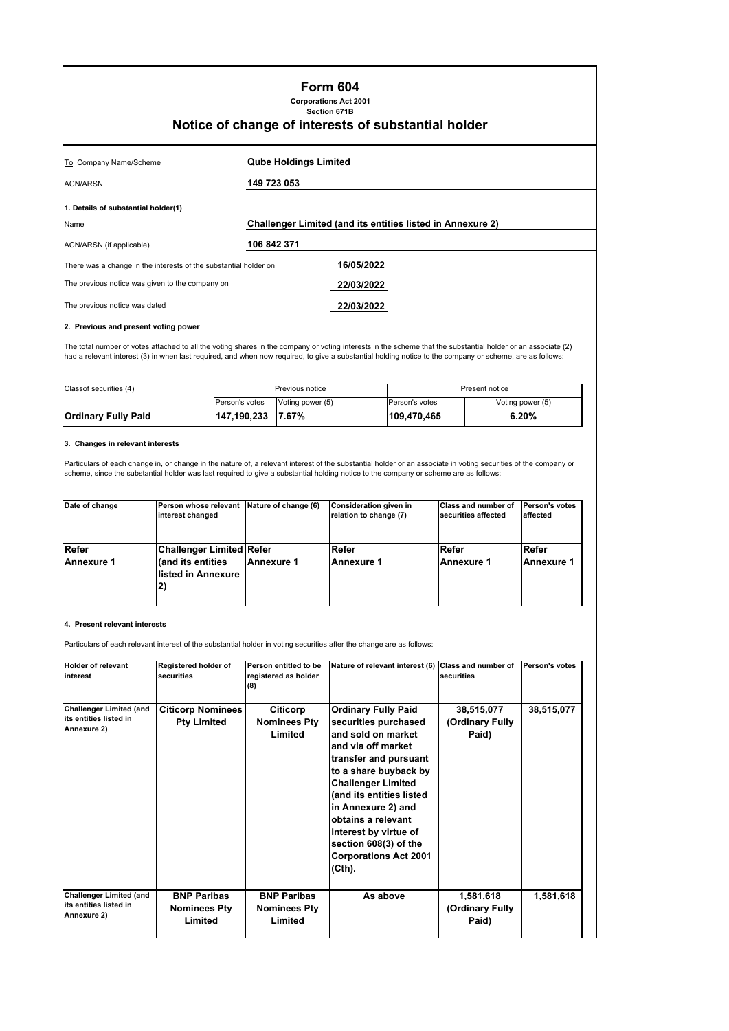# Form 604

**Corporations Act 2001**
**Section 671B**

## Notice of change of interests of substantial holder

| | |
|---|---|
| To Company Name/Scheme | **Qube Holdings Limited** |
| ACN/ARSN | **149 723 053** |

**1. Details of substantial holder(1)**

| | |
|---|---|
| Name | **Challenger Limited (and its entities listed in Annexure 2)** |
| ACN/ARSN (if applicable) | **106 842 371** |

| | |
|---|---|
| There was a change in the interests of the substantial holder on | **16/05/2022** |
| The previous notice was given to the company on | **22/03/2022** |
| The previous notice was dated | **22/03/2022** |

**2. Previous and present voting power**

The total number of votes attached to all the voting shares in the company or voting interests in the scheme that the substantial holder or an associate (2) had a relevant interest (3) in when last required, and when now required, to give a substantial holding notice to the company or scheme, are as follows:

| Classof securities (4) | Previous notice | | Present notice | |
|---|---|---|---|---|
| | Person's votes | Voting power (5) | Person's votes | Voting power (5) |
| **Ordinary Fully Paid** | **147,190,233** | **7.67%** | **109,470,465** | **6.20%** |

**3. Changes in relevant interests**

Particulars of each change in, or change in the nature of, a relevant interest of the substantial holder or an associate in voting securities of the company or scheme, since the substantial holder was last required to give a substantial holding notice to the company or scheme are as follows:

| Date of change | Person whose relevant interest changed | Nature of change (6) | Consideration given in relation to change (7) | Class and number of securities affected | Person's votes affected |
|---|---|---|---|---|---|
| **Refer Annexure 1** | **Challenger Limited (and its entities listed in Annexure 2)** | **Refer Annexure 1** | **Refer Annexure 1** | **Refer Annexure 1** | **Refer Annexure 1** |

**4. Present relevant interests**

Particulars of each relevant interest of the substantial holder in voting securities after the change are as follows:

| Holder of relevant interest | Registered holder of securities | Person entitled to be registered as holder (8) | Nature of relevant interest (6) | Class and number of securities | Person's votes |
|---|---|---|---|---|---|
| **Challenger Limited (and its entities listed in Annexure 2)** | **Citicorp Nominees Pty Limited** | **Citicorp Nominees Pty Limited** | **Ordinary Fully Paid securities purchased and sold on market and via off market transfer and pursuant to a share buyback by Challenger Limited (and its entities listed in Annexure 2) and obtains a relevant interest by virtue of section 608(3) of the Corporations Act 2001 (Cth).** | **38,515,077 (Ordinary Fully Paid)** | **38,515,077** |
| **Challenger Limited (and its entities listed in Annexure 2)** | **BNP Paribas Nominees Pty Limited** | **BNP Paribas Nominees Pty Limited** | **As above** | **1,581,618 (Ordinary Fully Paid)** | **1,581,618** |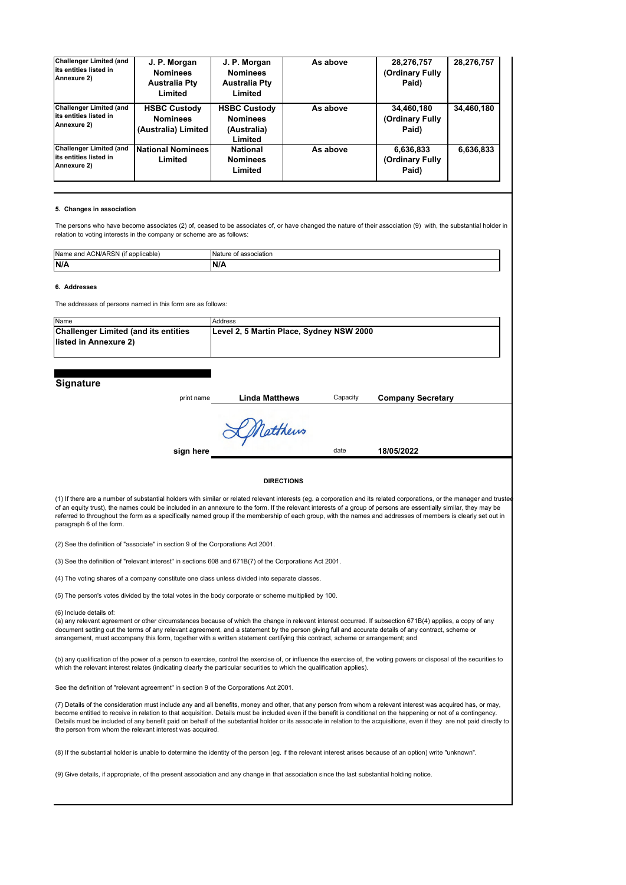| | | | | | |
|---|---|---|---|---|---|
| Challenger Limited (and its entities listed in Annexure 2) | **J. P. Morgan Nominees Australia Pty Limited** | **J. P. Morgan Nominees Australia Pty Limited** | **As above** | **28,276,757 (Ordinary Fully Paid)** | **28,276,757** |
| Challenger Limited (and its entities listed in Annexure 2) | **HSBC Custody Nominees (Australia) Limited** | **HSBC Custody Nominees (Australia) Limited** | **As above** | **34,460,180 (Ordinary Fully Paid)** | **34,460,180** |
| Challenger Limited (and its entities listed in Annexure 2) | **National Nominees Limited** | **National Nominees Limited** | **As above** | **6,636,833 (Ordinary Fully Paid)** | **6,636,833** |

#### 5. Changes in association

The persons who have become associates (2) of, ceased to be associates of, or have changed the nature of their association (9) with, the substantial holder in relation to voting interests in the company or scheme are as follows:

| Name and ACN/ARSN (if applicable) | Nature of association |
|---|---|
| **N/A** | **N/A** |

#### 6. Addresses

The addresses of persons named in this form are as follows:

| Name | Address |
|---|---|
| **Challenger Limited (and its entities listed in Annexure 2)** | **Level 2, 5 Martin Place, Sydney NSW 2000** |

## Signature

print name **Linda Matthews** Capacity **Company Secretary**

sign here L Matthews date **18/05/2022**

#### DIRECTIONS

(1) If there are a number of substantial holders with similar or related relevant interests (eg. a corporation and its related corporations, or the manager and trustee of an equity trust), the names could be included in an annexure to the form. If the relevant interests of a group of persons are essentially similar, they may be referred to throughout the form as a specifically named group if the membership of each group, with the names and addresses of members is clearly set out in paragraph 6 of the form.

(2) See the definition of "associate" in section 9 of the Corporations Act 2001.

(3) See the definition of "relevant interest" in sections 608 and 671B(7) of the Corporations Act 2001.

(4) The voting shares of a company constitute one class unless divided into separate classes.

(5) The person's votes divided by the total votes in the body corporate or scheme multiplied by 100.

(6) Include details of:
(a) any relevant agreement or other circumstances because of which the change in relevant interest occurred. If subsection 671B(4) applies, a copy of any document setting out the terms of any relevant agreement, and a statement by the person giving full and accurate details of any contract, scheme or arrangement, must accompany this form, together with a written statement certifying this contract, scheme or arrangement; and

(b) any qualification of the power of a person to exercise, control the exercise of, or influence the exercise of, the voting powers or disposal of the securities to which the relevant interest relates (indicating clearly the particular securities to which the qualification applies).

See the definition of "relevant agreement" in section 9 of the Corporations Act 2001.

(7) Details of the consideration must include any and all benefits, money and other, that any person from whom a relevant interest was acquired has, or may, become entitled to receive in relation to that acquisition. Details must be included even if the benefit is conditional on the happening or not of a contingency. Details must be included of any benefit paid on behalf of the substantial holder or its associate in relation to the acquisitions, even if they are not paid directly to the person from whom the relevant interest was acquired.

(8) If the substantial holder is unable to determine the identity of the person (eg. if the relevant interest arises because of an option) write "unknown".

(9) Give details, if appropriate, of the present association and any change in that association since the last substantial holding notice.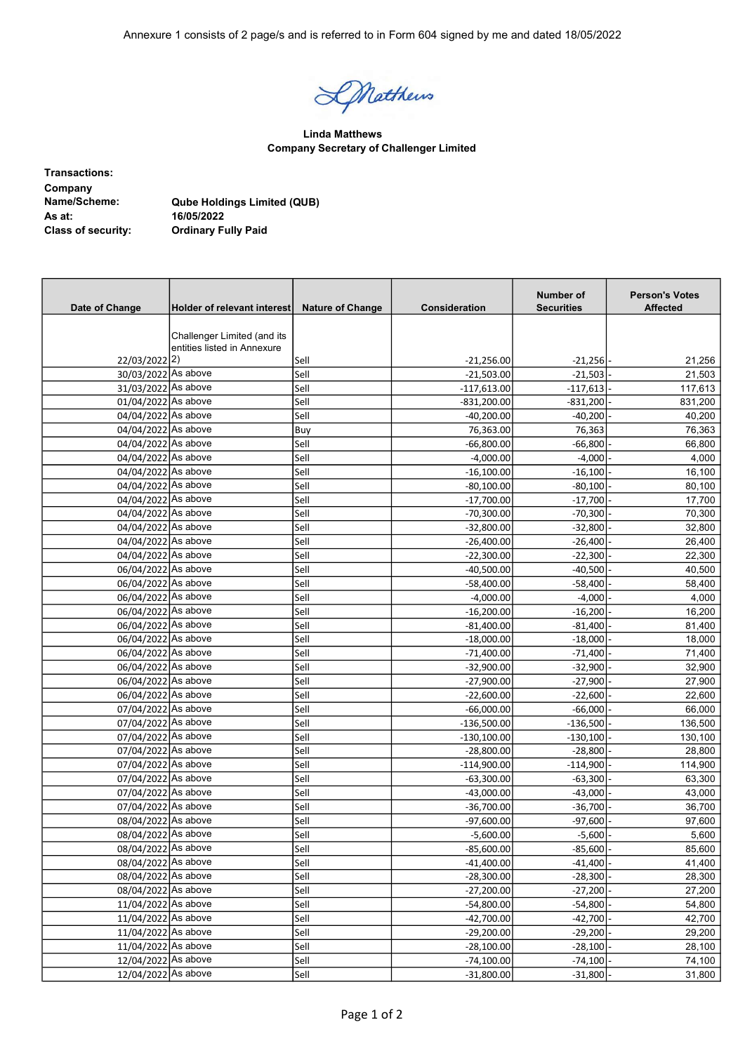Annexure 1 consists of 2 page/s and is referred to in Form 604 signed by me and dated 18/05/2022

**Linda Matthews**
**Company Secretary of Challenger Limited**

**Transactions:**

| | |
|---|---|
| **Company Name/Scheme:** | **Qube Holdings Limited (QUB)** |
| **As at:** | **16/05/2022** |
| **Class of security:** | **Ordinary Fully Paid** |

| Date of Change | Holder of relevant interest | Nature of Change | Consideration | Number of Securities | Person's Votes Affected |
|---|---|---|---|---|---|
| 22/03/2022 | Challenger Limited (and its entities listed in Annexure 2) | Sell | -21,256.00 | -21,256 | - 21,256 |
| 30/03/2022 | As above | Sell | -21,503.00 | -21,503 | - 21,503 |
| 31/03/2022 | As above | Sell | -117,613.00 | -117,613 | - 117,613 |
| 01/04/2022 | As above | Sell | -831,200.00 | -831,200 | - 831,200 |
| 04/04/2022 | As above | Sell | -40,200.00 | -40,200 | - 40,200 |
| 04/04/2022 | As above | Buy | 76,363.00 | 76,363 | 76,363 |
| 04/04/2022 | As above | Sell | -66,800.00 | -66,800 | - 66,800 |
| 04/04/2022 | As above | Sell | -4,000.00 | -4,000 | - 4,000 |
| 04/04/2022 | As above | Sell | -16,100.00 | -16,100 | - 16,100 |
| 04/04/2022 | As above | Sell | -80,100.00 | -80,100 | - 80,100 |
| 04/04/2022 | As above | Sell | -17,700.00 | -17,700 | - 17,700 |
| 04/04/2022 | As above | Sell | -70,300.00 | -70,300 | - 70,300 |
| 04/04/2022 | As above | Sell | -32,800.00 | -32,800 | - 32,800 |
| 04/04/2022 | As above | Sell | -26,400.00 | -26,400 | - 26,400 |
| 04/04/2022 | As above | Sell | -22,300.00 | -22,300 | - 22,300 |
| 06/04/2022 | As above | Sell | -40,500.00 | -40,500 | - 40,500 |
| 06/04/2022 | As above | Sell | -58,400.00 | -58,400 | - 58,400 |
| 06/04/2022 | As above | Sell | -4,000.00 | -4,000 | - 4,000 |
| 06/04/2022 | As above | Sell | -16,200.00 | -16,200 | - 16,200 |
| 06/04/2022 | As above | Sell | -81,400.00 | -81,400 | - 81,400 |
| 06/04/2022 | As above | Sell | -18,000.00 | -18,000 | - 18,000 |
| 06/04/2022 | As above | Sell | -71,400.00 | -71,400 | - 71,400 |
| 06/04/2022 | As above | Sell | -32,900.00 | -32,900 | - 32,900 |
| 06/04/2022 | As above | Sell | -27,900.00 | -27,900 | - 27,900 |
| 06/04/2022 | As above | Sell | -22,600.00 | -22,600 | - 22,600 |
| 07/04/2022 | As above | Sell | -66,000.00 | -66,000 | - 66,000 |
| 07/04/2022 | As above | Sell | -136,500.00 | -136,500 | - 136,500 |
| 07/04/2022 | As above | Sell | -130,100.00 | -130,100 | - 130,100 |
| 07/04/2022 | As above | Sell | -28,800.00 | -28,800 | - 28,800 |
| 07/04/2022 | As above | Sell | -114,900.00 | -114,900 | - 114,900 |
| 07/04/2022 | As above | Sell | -63,300.00 | -63,300 | - 63,300 |
| 07/04/2022 | As above | Sell | -43,000.00 | -43,000 | - 43,000 |
| 07/04/2022 | As above | Sell | -36,700.00 | -36,700 | - 36,700 |
| 08/04/2022 | As above | Sell | -97,600.00 | -97,600 | - 97,600 |
| 08/04/2022 | As above | Sell | -5,600.00 | -5,600 | - 5,600 |
| 08/04/2022 | As above | Sell | -85,600.00 | -85,600 | - 85,600 |
| 08/04/2022 | As above | Sell | -41,400.00 | -41,400 | - 41,400 |
| 08/04/2022 | As above | Sell | -28,300.00 | -28,300 | - 28,300 |
| 08/04/2022 | As above | Sell | -27,200.00 | -27,200 | - 27,200 |
| 11/04/2022 | As above | Sell | -54,800.00 | -54,800 | - 54,800 |
| 11/04/2022 | As above | Sell | -42,700.00 | -42,700 | - 42,700 |
| 11/04/2022 | As above | Sell | -29,200.00 | -29,200 | - 29,200 |
| 11/04/2022 | As above | Sell | -28,100.00 | -28,100 | - 28,100 |
| 12/04/2022 | As above | Sell | -74,100.00 | -74,100 | - 74,100 |
| 12/04/2022 | As above | Sell | -31,800.00 | -31,800 | - 31,800 |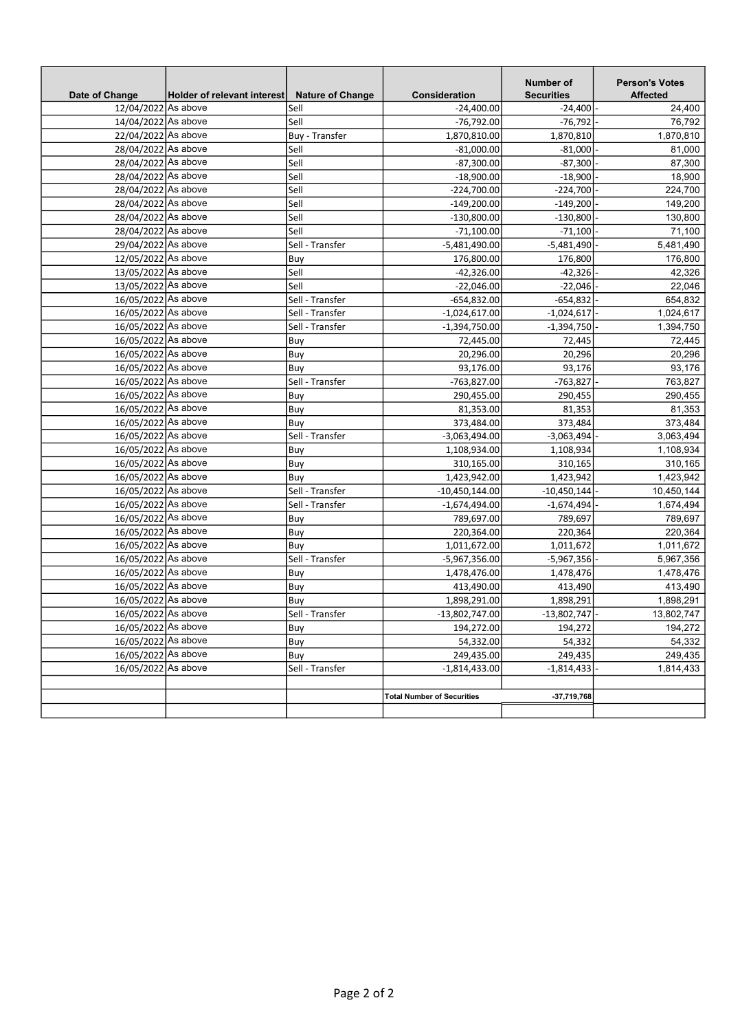| Date of Change | Holder of relevant interest | Nature of Change | Consideration | Number of Securities | Person's Votes Affected |
|---|---|---|---|---|---|
| 12/04/2022 | As above | Sell | -24,400.00 | -24,400 | - 24,400 |
| 14/04/2022 | As above | Sell | -76,792.00 | -76,792 | - 76,792 |
| 22/04/2022 | As above | Buy - Transfer | 1,870,810.00 | 1,870,810 | 1,870,810 |
| 28/04/2022 | As above | Sell | -81,000.00 | -81,000 | - 81,000 |
| 28/04/2022 | As above | Sell | -87,300.00 | -87,300 | - 87,300 |
| 28/04/2022 | As above | Sell | -18,900.00 | -18,900 | - 18,900 |
| 28/04/2022 | As above | Sell | -224,700.00 | -224,700 | - 224,700 |
| 28/04/2022 | As above | Sell | -149,200.00 | -149,200 | - 149,200 |
| 28/04/2022 | As above | Sell | -130,800.00 | -130,800 | - 130,800 |
| 28/04/2022 | As above | Sell | -71,100.00 | -71,100 | - 71,100 |
| 29/04/2022 | As above | Sell - Transfer | -5,481,490.00 | -5,481,490 | - 5,481,490 |
| 12/05/2022 | As above | Buy | 176,800.00 | 176,800 | 176,800 |
| 13/05/2022 | As above | Sell | -42,326.00 | -42,326 | - 42,326 |
| 13/05/2022 | As above | Sell | -22,046.00 | -22,046 | - 22,046 |
| 16/05/2022 | As above | Sell - Transfer | -654,832.00 | -654,832 | - 654,832 |
| 16/05/2022 | As above | Sell - Transfer | -1,024,617.00 | -1,024,617 | - 1,024,617 |
| 16/05/2022 | As above | Sell - Transfer | -1,394,750.00 | -1,394,750 | - 1,394,750 |
| 16/05/2022 | As above | Buy | 72,445.00 | 72,445 | 72,445 |
| 16/05/2022 | As above | Buy | 20,296.00 | 20,296 | 20,296 |
| 16/05/2022 | As above | Buy | 93,176.00 | 93,176 | 93,176 |
| 16/05/2022 | As above | Sell - Transfer | -763,827.00 | -763,827 | - 763,827 |
| 16/05/2022 | As above | Buy | 290,455.00 | 290,455 | 290,455 |
| 16/05/2022 | As above | Buy | 81,353.00 | 81,353 | 81,353 |
| 16/05/2022 | As above | Buy | 373,484.00 | 373,484 | 373,484 |
| 16/05/2022 | As above | Sell - Transfer | -3,063,494.00 | -3,063,494 | - 3,063,494 |
| 16/05/2022 | As above | Buy | 1,108,934.00 | 1,108,934 | 1,108,934 |
| 16/05/2022 | As above | Buy | 310,165.00 | 310,165 | 310,165 |
| 16/05/2022 | As above | Buy | 1,423,942.00 | 1,423,942 | 1,423,942 |
| 16/05/2022 | As above | Sell - Transfer | -10,450,144.00 | -10,450,144 | - 10,450,144 |
| 16/05/2022 | As above | Sell - Transfer | -1,674,494.00 | -1,674,494 | - 1,674,494 |
| 16/05/2022 | As above | Buy | 789,697.00 | 789,697 | 789,697 |
| 16/05/2022 | As above | Buy | 220,364.00 | 220,364 | 220,364 |
| 16/05/2022 | As above | Buy | 1,011,672.00 | 1,011,672 | 1,011,672 |
| 16/05/2022 | As above | Sell - Transfer | -5,967,356.00 | -5,967,356 | - 5,967,356 |
| 16/05/2022 | As above | Buy | 1,478,476.00 | 1,478,476 | 1,478,476 |
| 16/05/2022 | As above | Buy | 413,490.00 | 413,490 | 413,490 |
| 16/05/2022 | As above | Buy | 1,898,291.00 | 1,898,291 | 1,898,291 |
| 16/05/2022 | As above | Sell - Transfer | -13,802,747.00 | -13,802,747 | - 13,802,747 |
| 16/05/2022 | As above | Buy | 194,272.00 | 194,272 | 194,272 |
| 16/05/2022 | As above | Buy | 54,332.00 | 54,332 | 54,332 |
| 16/05/2022 | As above | Buy | 249,435.00 | 249,435 | 249,435 |
| 16/05/2022 | As above | Sell - Transfer | -1,814,433.00 | -1,814,433 | - 1,814,433 |
| | | | | | |
| | | | **Total Number of Securities** | **-37,719,768** | |
| | | | | | |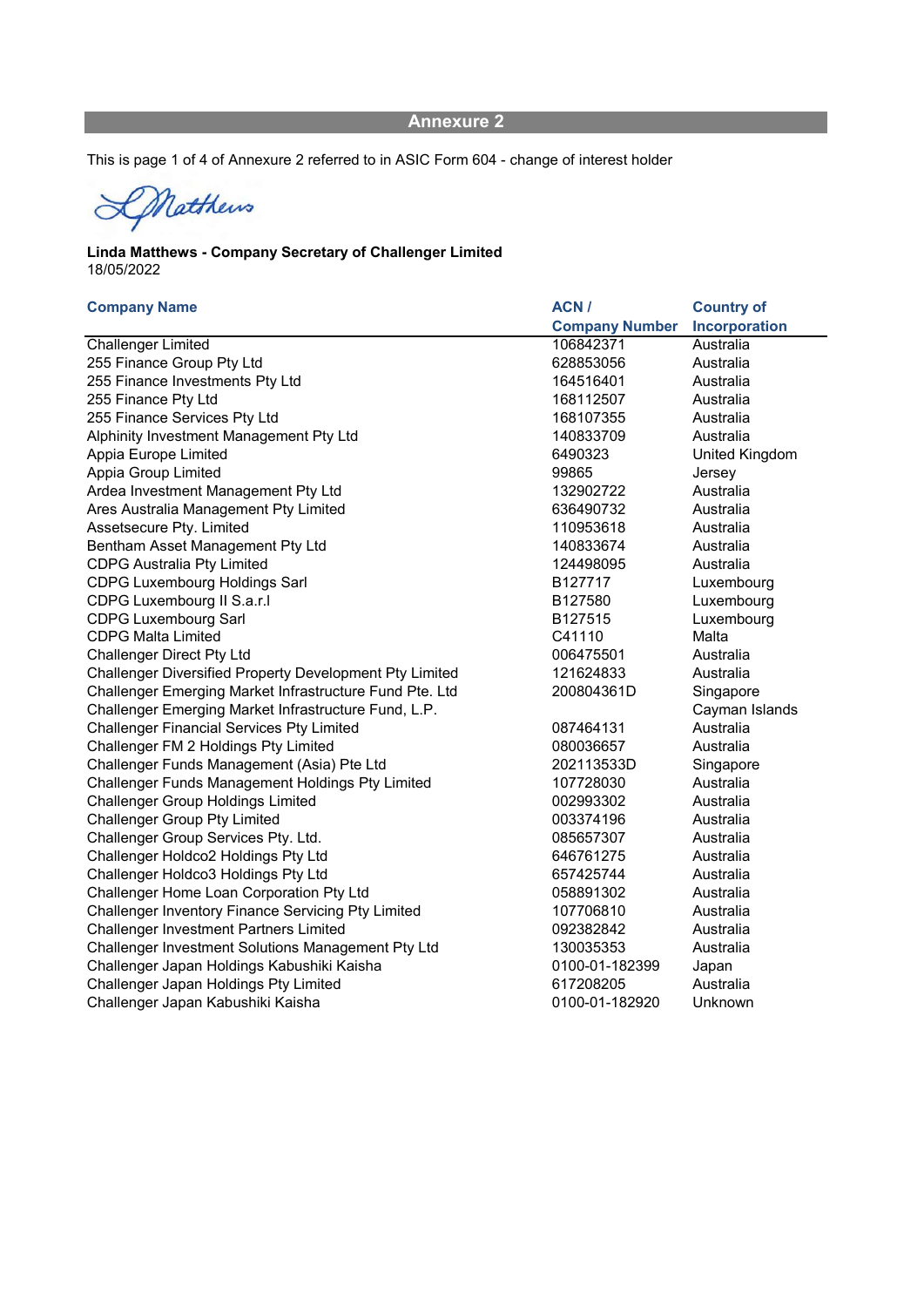## Annexure 2

This is page 1 of 4 of Annexure 2 referred to in ASIC Form 604 - change of interest holder

**Linda Matthews - Company Secretary of Challenger Limited**
18/05/2022

| Company Name | ACN / Company Number | Country of Incorporation |
|---|---|---|
| Challenger Limited | 106842371 | Australia |
| 255 Finance Group Pty Ltd | 628853056 | Australia |
| 255 Finance Investments Pty Ltd | 164516401 | Australia |
| 255 Finance Pty Ltd | 168112507 | Australia |
| 255 Finance Services Pty Ltd | 168107355 | Australia |
| Alphinity Investment Management Pty Ltd | 140833709 | Australia |
| Appia Europe Limited | 6490323 | United Kingdom |
| Appia Group Limited | 99865 | Jersey |
| Ardea Investment Management Pty Ltd | 132902722 | Australia |
| Ares Australia Management Pty Limited | 636490732 | Australia |
| Assetsecure Pty. Limited | 110953618 | Australia |
| Bentham Asset Management Pty Ltd | 140833674 | Australia |
| CDPG Australia Pty Limited | 124498095 | Australia |
| CDPG Luxembourg Holdings Sarl | B127717 | Luxembourg |
| CDPG Luxembourg II S.a.r.l | B127580 | Luxembourg |
| CDPG Luxembourg Sarl | B127515 | Luxembourg |
| CDPG Malta Limited | C41110 | Malta |
| Challenger Direct Pty Ltd | 006475501 | Australia |
| Challenger Diversified Property Development Pty Limited | 121624833 | Australia |
| Challenger Emerging Market Infrastructure Fund Pte. Ltd | 200804361D | Singapore |
| Challenger Emerging Market Infrastructure Fund, L.P. | | Cayman Islands |
| Challenger Financial Services Pty Limited | 087464131 | Australia |
| Challenger FM 2 Holdings Pty Limited | 080036657 | Australia |
| Challenger Funds Management (Asia) Pte Ltd | 202113533D | Singapore |
| Challenger Funds Management Holdings Pty Limited | 107728030 | Australia |
| Challenger Group Holdings Limited | 002993302 | Australia |
| Challenger Group Pty Limited | 003374196 | Australia |
| Challenger Group Services Pty. Ltd. | 085657307 | Australia |
| Challenger Holdco2 Holdings Pty Ltd | 646761275 | Australia |
| Challenger Holdco3 Holdings Pty Ltd | 657425744 | Australia |
| Challenger Home Loan Corporation Pty Ltd | 058891302 | Australia |
| Challenger Inventory Finance Servicing Pty Limited | 107706810 | Australia |
| Challenger Investment Partners Limited | 092382842 | Australia |
| Challenger Investment Solutions Management Pty Ltd | 130035353 | Australia |
| Challenger Japan Holdings Kabushiki Kaisha | 0100-01-182399 | Japan |
| Challenger Japan Holdings Pty Limited | 617208205 | Australia |
| Challenger Japan Kabushiki Kaisha | 0100-01-182920 | Unknown |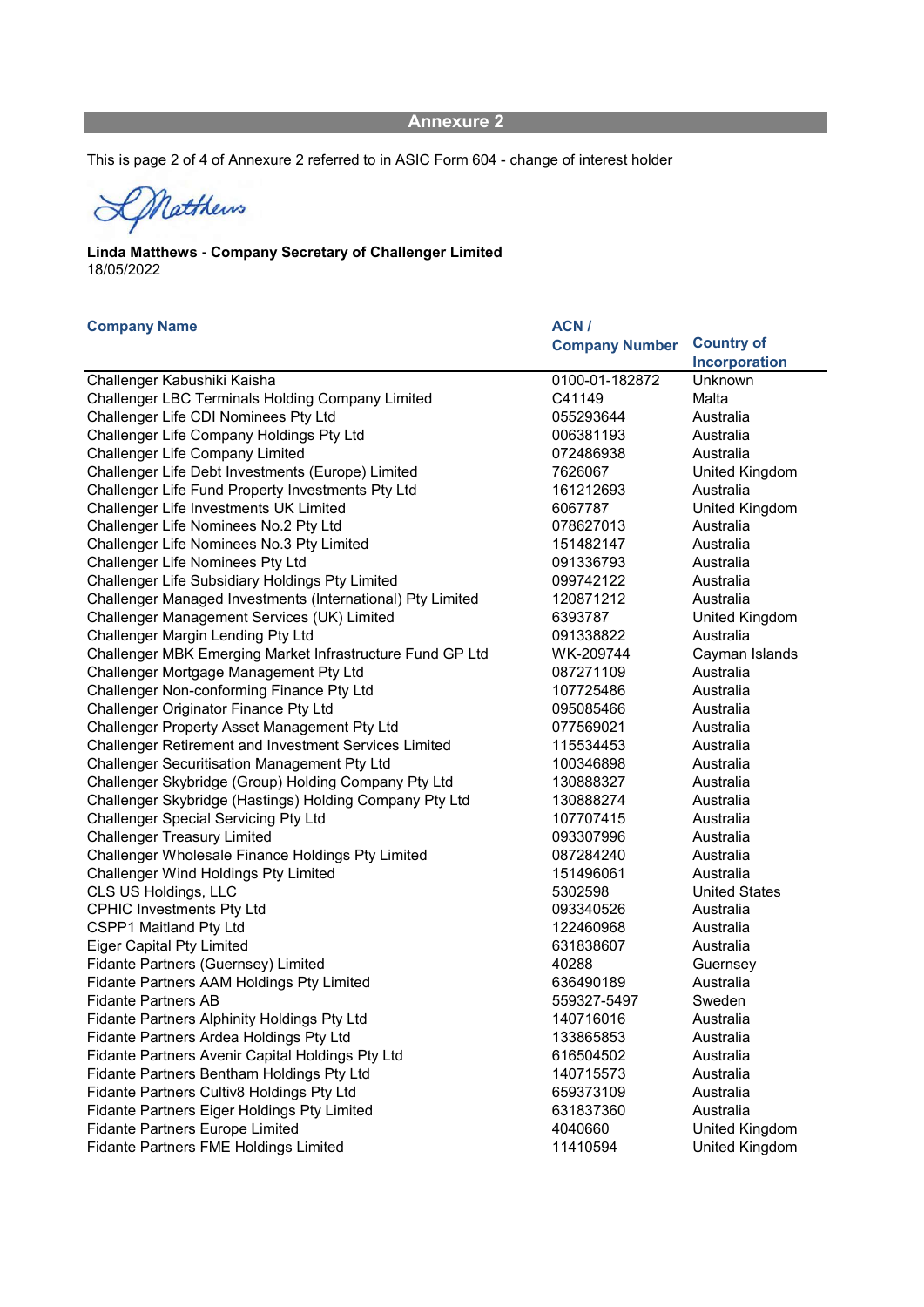## Annexure 2

This is page 2 of 4 of Annexure 2 referred to in ASIC Form 604 - change of interest holder

Linda Matthews - Company Secretary of Challenger Limited
18/05/2022

| Company Name | ACN / Company Number | Country of Incorporation |
|---|---|---|
| Challenger Kabushiki Kaisha | 0100-01-182872 | Unknown |
| Challenger LBC Terminals Holding Company Limited | C41149 | Malta |
| Challenger Life CDI Nominees Pty Ltd | 055293644 | Australia |
| Challenger Life Company Holdings Pty Ltd | 006381193 | Australia |
| Challenger Life Company Limited | 072486938 | Australia |
| Challenger Life Debt Investments (Europe) Limited | 7626067 | United Kingdom |
| Challenger Life Fund Property Investments Pty Ltd | 161212693 | Australia |
| Challenger Life Investments UK Limited | 6067787 | United Kingdom |
| Challenger Life Nominees No.2 Pty Ltd | 078627013 | Australia |
| Challenger Life Nominees No.3 Pty Limited | 151482147 | Australia |
| Challenger Life Nominees Pty Ltd | 091336793 | Australia |
| Challenger Life Subsidiary Holdings Pty Limited | 099742122 | Australia |
| Challenger Managed Investments (International) Pty Limited | 120871212 | Australia |
| Challenger Management Services (UK) Limited | 6393787 | United Kingdom |
| Challenger Margin Lending Pty Ltd | 091338822 | Australia |
| Challenger MBK Emerging Market Infrastructure Fund GP Ltd | WK-209744 | Cayman Islands |
| Challenger Mortgage Management Pty Ltd | 087271109 | Australia |
| Challenger Non-conforming Finance Pty Ltd | 107725486 | Australia |
| Challenger Originator Finance Pty Ltd | 095085466 | Australia |
| Challenger Property Asset Management Pty Ltd | 077569021 | Australia |
| Challenger Retirement and Investment Services Limited | 115534453 | Australia |
| Challenger Securitisation Management Pty Ltd | 100346898 | Australia |
| Challenger Skybridge (Group) Holding Company Pty Ltd | 130888327 | Australia |
| Challenger Skybridge (Hastings) Holding Company Pty Ltd | 130888274 | Australia |
| Challenger Special Servicing Pty Ltd | 107707415 | Australia |
| Challenger Treasury Limited | 093307996 | Australia |
| Challenger Wholesale Finance Holdings Pty Limited | 087284240 | Australia |
| Challenger Wind Holdings Pty Limited | 151496061 | Australia |
| CLS US Holdings, LLC | 5302598 | United States |
| CPHIC Investments Pty Ltd | 093340526 | Australia |
| CSPP1 Maitland Pty Ltd | 122460968 | Australia |
| Eiger Capital Pty Limited | 631838607 | Australia |
| Fidante Partners (Guernsey) Limited | 40288 | Guernsey |
| Fidante Partners AAM Holdings Pty Limited | 636490189 | Australia |
| Fidante Partners AB | 559327-5497 | Sweden |
| Fidante Partners Alphinity Holdings Pty Ltd | 140716016 | Australia |
| Fidante Partners Ardea Holdings Pty Ltd | 133865853 | Australia |
| Fidante Partners Avenir Capital Holdings Pty Ltd | 616504502 | Australia |
| Fidante Partners Bentham Holdings Pty Ltd | 140715573 | Australia |
| Fidante Partners Cultiv8 Holdings Pty Ltd | 659373109 | Australia |
| Fidante Partners Eiger Holdings Pty Limited | 631837360 | Australia |
| Fidante Partners Europe Limited | 4040660 | United Kingdom |
| Fidante Partners FME Holdings Limited | 11410594 | United Kingdom |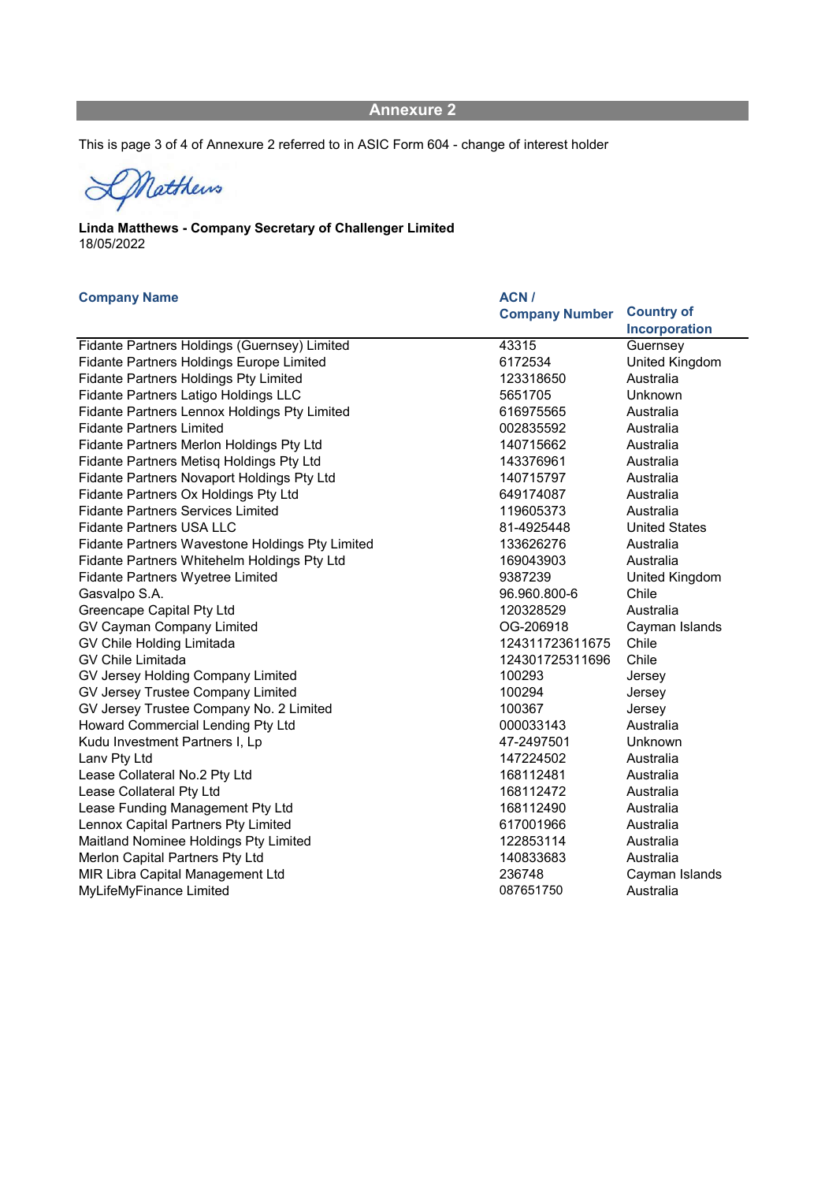## Annexure 2

This is page 3 of 4 of Annexure 2 referred to in ASIC Form 604 - change of interest holder

**Linda Matthews - Company Secretary of Challenger Limited**
18/05/2022

| Company Name | ACN / Company Number | Country of Incorporation |
|---|---|---|
| Fidante Partners Holdings (Guernsey) Limited | 43315 | Guernsey |
| Fidante Partners Holdings Europe Limited | 6172534 | United Kingdom |
| Fidante Partners Holdings Pty Limited | 123318650 | Australia |
| Fidante Partners Latigo Holdings LLC | 5651705 | Unknown |
| Fidante Partners Lennox Holdings Pty Limited | 616975565 | Australia |
| Fidante Partners Limited | 002835592 | Australia |
| Fidante Partners Merlon Holdings Pty Ltd | 140715662 | Australia |
| Fidante Partners Metisq Holdings Pty Ltd | 143376961 | Australia |
| Fidante Partners Novaport Holdings Pty Ltd | 140715797 | Australia |
| Fidante Partners Ox Holdings Pty Ltd | 649174087 | Australia |
| Fidante Partners Services Limited | 119605373 | Australia |
| Fidante Partners USA LLC | 81-4925448 | United States |
| Fidante Partners Wavestone Holdings Pty Limited | 133626276 | Australia |
| Fidante Partners Whitehelm Holdings Pty Ltd | 169043903 | Australia |
| Fidante Partners Wyetree Limited | 9387239 | United Kingdom |
| Gasvalpo S.A. | 96.960.800-6 | Chile |
| Greencape Capital Pty Ltd | 120328529 | Australia |
| GV Cayman Company Limited | OG-206918 | Cayman Islands |
| GV Chile Holding Limitada | 124311723611675 | Chile |
| GV Chile Limitada | 124301725311696 | Chile |
| GV Jersey Holding Company Limited | 100293 | Jersey |
| GV Jersey Trustee Company Limited | 100294 | Jersey |
| GV Jersey Trustee Company No. 2 Limited | 100367 | Jersey |
| Howard Commercial Lending Pty Ltd | 000033143 | Australia |
| Kudu Investment Partners I, Lp | 47-2497501 | Unknown |
| Lanv Pty Ltd | 147224502 | Australia |
| Lease Collateral No.2 Pty Ltd | 168112481 | Australia |
| Lease Collateral Pty Ltd | 168112472 | Australia |
| Lease Funding Management Pty Ltd | 168112490 | Australia |
| Lennox Capital Partners Pty Limited | 617001966 | Australia |
| Maitland Nominee Holdings Pty Limited | 122853114 | Australia |
| Merlon Capital Partners Pty Ltd | 140833683 | Australia |
| MIR Libra Capital Management Ltd | 236748 | Cayman Islands |
| MyLifeMyFinance Limited | 087651750 | Australia |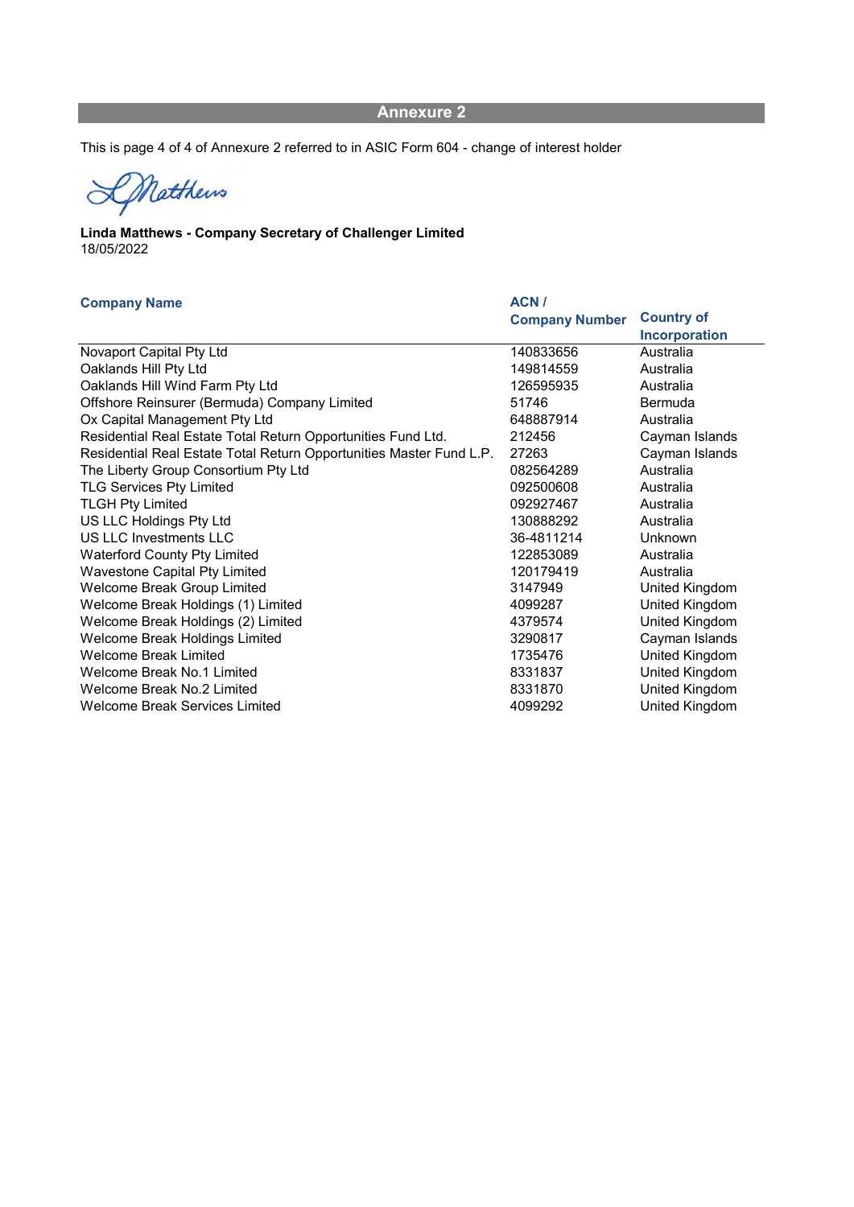## Annexure 2

This is page 4 of 4 of Annexure 2 referred to in ASIC Form 604 - change of interest holder

**Linda Matthews - Company Secretary of Challenger Limited**
18/05/2022

| Company Name | ACN / Company Number | Country of Incorporation |
|---|---|---|
| Novaport Capital Pty Ltd | 140833656 | Australia |
| Oaklands Hill Pty Ltd | 149814559 | Australia |
| Oaklands Hill Wind Farm Pty Ltd | 126595935 | Australia |
| Offshore Reinsurer (Bermuda) Company Limited | 51746 | Bermuda |
| Ox Capital Management Pty Ltd | 648887914 | Australia |
| Residential Real Estate Total Return Opportunities Fund Ltd. | 212456 | Cayman Islands |
| Residential Real Estate Total Return Opportunities Master Fund L.P. | 27263 | Cayman Islands |
| The Liberty Group Consortium Pty Ltd | 082564289 | Australia |
| TLG Services Pty Limited | 092500608 | Australia |
| TLGH Pty Limited | 092927467 | Australia |
| US LLC Holdings Pty Ltd | 130888292 | Australia |
| US LLC Investments LLC | 36-4811214 | Unknown |
| Waterford County Pty Limited | 122853089 | Australia |
| Wavestone Capital Pty Limited | 120179419 | Australia |
| Welcome Break Group Limited | 3147949 | United Kingdom |
| Welcome Break Holdings (1) Limited | 4099287 | United Kingdom |
| Welcome Break Holdings (2) Limited | 4379574 | United Kingdom |
| Welcome Break Holdings Limited | 3290817 | Cayman Islands |
| Welcome Break Limited | 1735476 | United Kingdom |
| Welcome Break No.1 Limited | 8331837 | United Kingdom |
| Welcome Break No.2 Limited | 8331870 | United Kingdom |
| Welcome Break Services Limited | 4099292 | United Kingdom |